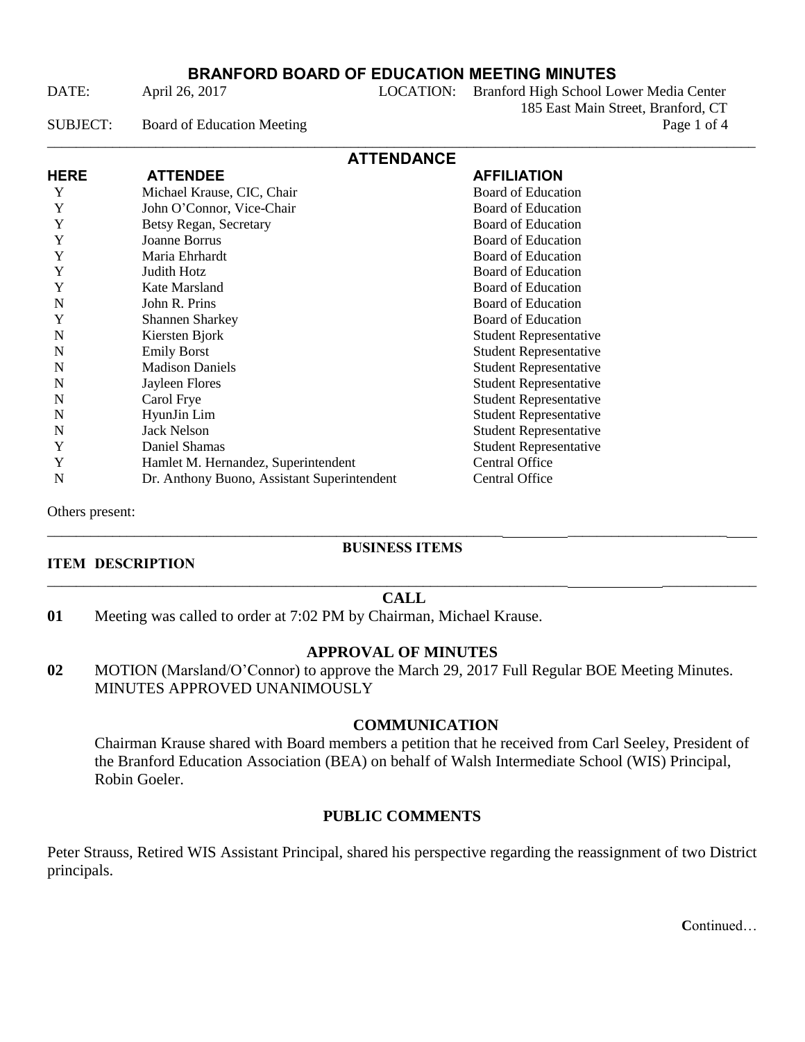# BRANFORD BOARD OF EDUCATION MEETING MINUTES

DATE: April 26, 2017 LOCATION: Branford High School Lower Media Center
185 East Main Street, Branford, CT

SUBJECT: Board of Education Meeting

## ATTENDANCE

| HERE | ATTENDEE | AFFILIATION |
|---|---|---|
| Y | Michael Krause, CIC, Chair | Board of Education |
| Y | John O'Connor, Vice-Chair | Board of Education |
| Y | Betsy Regan, Secretary | Board of Education |
| Y | Joanne Borrus | Board of Education |
| Y | Maria Ehrhardt | Board of Education |
| Y | Judith Hotz | Board of Education |
| Y | Kate Marsland | Board of Education |
| N | John R. Prins | Board of Education |
| Y | Shannen Sharkey | Board of Education |
| N | Kiersten Bjork | Student Representative |
| N | Emily Borst | Student Representative |
| N | Madison Daniels | Student Representative |
| N | Jayleen Flores | Student Representative |
| N | Carol Frye | Student Representative |
| N | HyunJin Lim | Student Representative |
| N | Jack Nelson | Student Representative |
| Y | Daniel Shamas | Student Representative |
| Y | Hamlet M. Hernandez, Superintendent | Central Office |
| N | Dr. Anthony Buono, Assistant Superintendent | Central Office |

Others present:

## BUSINESS ITEMS

**ITEM DESCRIPTION**

### CALL

**01** Meeting was called to order at 7:02 PM by Chairman, Michael Krause.

### APPROVAL OF MINUTES

**02** MOTION (Marsland/O'Connor) to approve the March 29, 2017 Full Regular BOE Meeting Minutes.
MINUTES APPROVED UNANIMOUSLY

### COMMUNICATION

Chairman Krause shared with Board members a petition that he received from Carl Seeley, President of the Branford Education Association (BEA) on behalf of Walsh Intermediate School (WIS) Principal, Robin Goeler.

### PUBLIC COMMENTS

Peter Strauss, Retired WIS Assistant Principal, shared his perspective regarding the reassignment of two District principals.

Continued…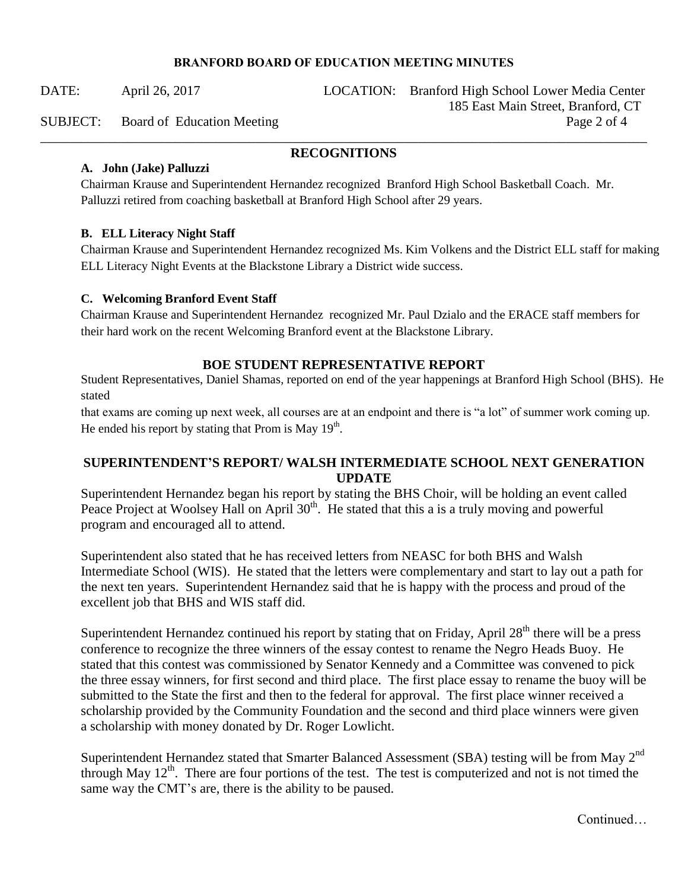## RECOGNITIONS

**A. John (Jake) Palluzzi**

Chairman Krause and Superintendent Hernandez recognized Branford High School Basketball Coach. Mr. Palluzzi retired from coaching basketball at Branford High School after 29 years.

**B. ELL Literacy Night Staff**

Chairman Krause and Superintendent Hernandez recognized Ms. Kim Volkens and the District ELL staff for making ELL Literacy Night Events at the Blackstone Library a District wide success.

**C. Welcoming Branford Event Staff**

Chairman Krause and Superintendent Hernandez recognized Mr. Paul Dzialo and the ERACE staff members for their hard work on the recent Welcoming Branford event at the Blackstone Library.

## BOE STUDENT REPRESENTATIVE REPORT

Student Representatives, Daniel Shamas, reported on end of the year happenings at Branford High School (BHS). He stated

that exams are coming up next week, all courses are at an endpoint and there is "a lot" of summer work coming up. He ended his report by stating that Prom is May 19th.

## SUPERINTENDENT'S REPORT/ WALSH INTERMEDIATE SCHOOL NEXT GENERATION UPDATE

Superintendent Hernandez began his report by stating the BHS Choir, will be holding an event called Peace Project at Woolsey Hall on April 30th. He stated that this a is a truly moving and powerful program and encouraged all to attend.

Superintendent also stated that he has received letters from NEASC for both BHS and Walsh Intermediate School (WIS). He stated that the letters were complementary and start to lay out a path for the next ten years. Superintendent Hernandez said that he is happy with the process and proud of the excellent job that BHS and WIS staff did.

Superintendent Hernandez continued his report by stating that on Friday, April 28th there will be a press conference to recognize the three winners of the essay contest to rename the Negro Heads Buoy. He stated that this contest was commissioned by Senator Kennedy and a Committee was convened to pick the three essay winners, for first second and third place. The first place essay to rename the buoy will be submitted to the State the first and then to the federal for approval. The first place winner received a scholarship provided by the Community Foundation and the second and third place winners were given a scholarship with money donated by Dr. Roger Lowlicht.

Superintendent Hernandez stated that Smarter Balanced Assessment (SBA) testing will be from May 2nd through May 12th. There are four portions of the test. The test is computerized and not is not timed the same way the CMT's are, there is the ability to be paused.

Continued…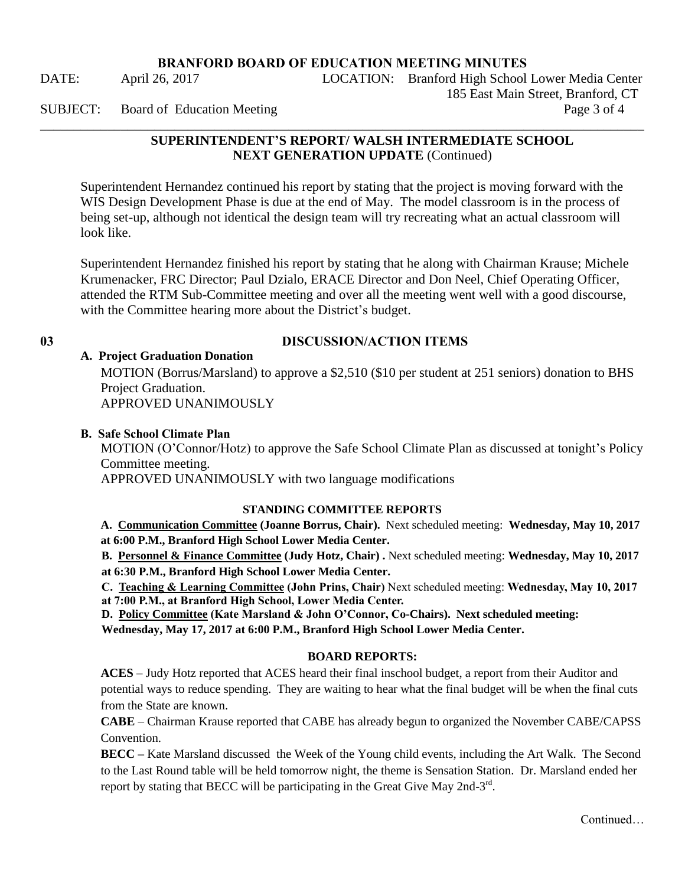## SUPERINTENDENT'S REPORT/ WALSH INTERMEDIATE SCHOOL NEXT GENERATION UPDATE (Continued)

Superintendent Hernandez continued his report by stating that the project is moving forward with the WIS Design Development Phase is due at the end of May. The model classroom is in the process of being set-up, although not identical the design team will try recreating what an actual classroom will look like.

Superintendent Hernandez finished his report by stating that he along with Chairman Krause; Michele Krumenacker, FRC Director; Paul Dzialo, ERACE Director and Don Neel, Chief Operating Officer, attended the RTM Sub-Committee meeting and over all the meeting went well with a good discourse, with the Committee hearing more about the District's budget.

## 03 DISCUSSION/ACTION ITEMS

**A. Project Graduation Donation**

MOTION (Borrus/Marsland) to approve a $2,510 ($10 per student at 251 seniors) donation to BHS Project Graduation.
APPROVED UNANIMOUSLY

**B. Safe School Climate Plan**

MOTION (O'Connor/Hotz) to approve the Safe School Climate Plan as discussed at tonight's Policy Committee meeting.
APPROVED UNANIMOUSLY with two language modifications

### STANDING COMMITTEE REPORTS

**A. Communication Committee (Joanne Borrus, Chair).** Next scheduled meeting: **Wednesday, May 10, 2017 at 6:00 P.M., Branford High School Lower Media Center.**

**B. Personnel & Finance Committee (Judy Hotz, Chair) .** Next scheduled meeting: **Wednesday, May 10, 2017 at 6:30 P.M., Branford High School Lower Media Center.**

**C. Teaching & Learning Committee (John Prins, Chair)** Next scheduled meeting: **Wednesday, May 10, 2017 at 7:00 P.M., at Branford High School, Lower Media Center.**

**D. Policy Committee (Kate Marsland & John O'Connor, Co-Chairs). Next scheduled meeting: Wednesday, May 17, 2017 at 6:00 P.M., Branford High School Lower Media Center.**

### BOARD REPORTS:

**ACES** – Judy Hotz reported that ACES heard their final inschool budget, a report from their Auditor and potential ways to reduce spending. They are waiting to hear what the final budget will be when the final cuts from the State are known.

**CABE** – Chairman Krause reported that CABE has already begun to organized the November CABE/CAPSS Convention.

**BECC –** Kate Marsland discussed the Week of the Young child events, including the Art Walk. The Second to the Last Round table will be held tomorrow night, the theme is Sensation Station. Dr. Marsland ended her report by stating that BECC will be participating in the Great Give May 2nd-3rd.

Continued…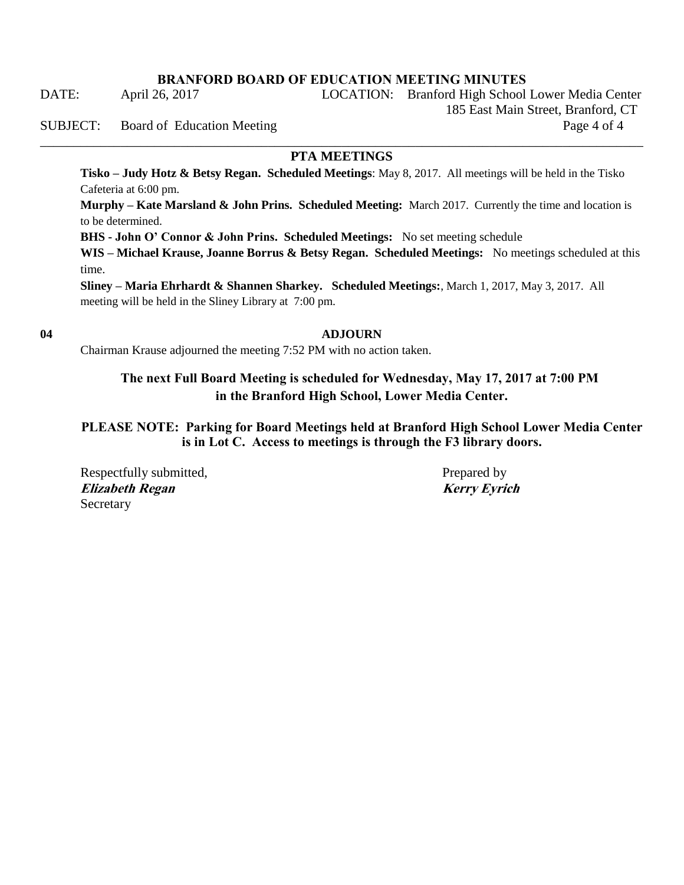## BRANFORD BOARD OF EDUCATION MEETING MINUTES

DATE: April 26, 2017 LOCATION: Branford High School Lower Media Center
185 East Main Street, Branford, CT

SUBJECT: Board of Education Meeting

### PTA MEETINGS

**Tisko – Judy Hotz & Betsy Regan. Scheduled Meetings**: May 8, 2017. All meetings will be held in the Tisko Cafeteria at 6:00 pm.

**Murphy – Kate Marsland & John Prins. Scheduled Meeting:** March 2017. Currently the time and location is to be determined.

**BHS - John O' Connor & John Prins. Scheduled Meetings:** No set meeting schedule

**WIS – Michael Krause, Joanne Borrus & Betsy Regan. Scheduled Meetings:** No meetings scheduled at this time.

**Sliney – Maria Ehrhardt & Shannen Sharkey. Scheduled Meetings:**, March 1, 2017, May 3, 2017. All meeting will be held in the Sliney Library at 7:00 pm.

**04** **ADJOURN**

Chairman Krause adjourned the meeting 7:52 PM with no action taken.

**The next Full Board Meeting is scheduled for Wednesday, May 17, 2017 at 7:00 PM in the Branford High School, Lower Media Center.**

**PLEASE NOTE: Parking for Board Meetings held at Branford High School Lower Media Center is in Lot C. Access to meetings is through the F3 library doors.**

Respectfully submitted,
***Elizabeth Regan***
Secretary

Prepared by
***Kerry Eyrich***